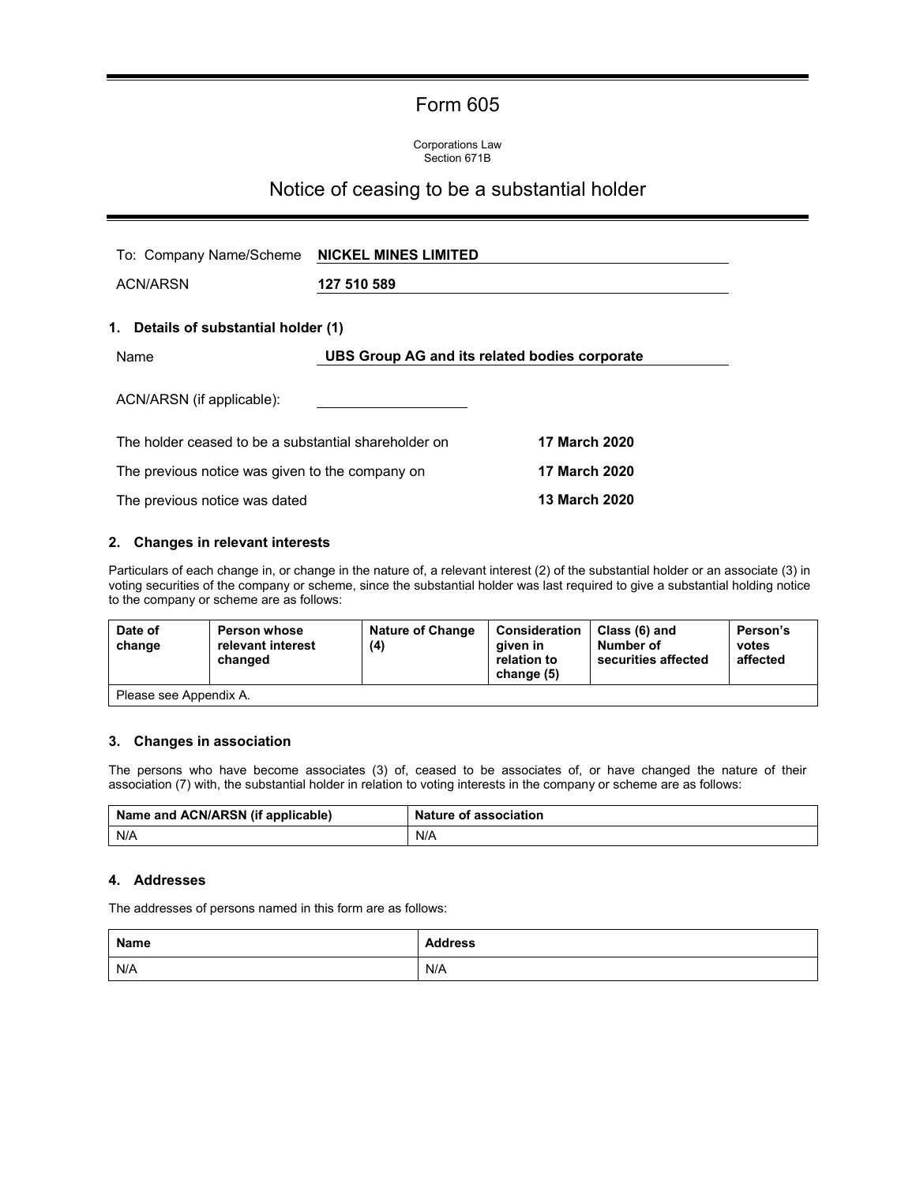# Form 605

Corporations Law
Section 671B

## Notice of ceasing to be a substantial holder

To: Company Name/Scheme **NICKEL MINES LIMITED**

ACN/ARSN **127 510 589**

### 1. Details of substantial holder (1)

Name **UBS Group AG and its related bodies corporate**

ACN/ARSN (if applicable):

The holder ceased to be a substantial shareholder on **17 March 2020**

The previous notice was given to the company on **17 March 2020**

The previous notice was dated **13 March 2020**

### 2. Changes in relevant interests

Particulars of each change in, or change in the nature of, a relevant interest (2) of the substantial holder or an associate (3) in voting securities of the company or scheme, since the substantial holder was last required to give a substantial holding notice to the company or scheme are as follows:

| Date of change | Person whose relevant interest changed | Nature of Change (4) | Consideration given in relation to change (5) | Class (6) and Number of securities affected | Person's votes affected |
|---|---|---|---|---|---|
| Please see Appendix A. | | | | | |

### 3. Changes in association

The persons who have become associates (3) of, ceased to be associates of, or have changed the nature of their association (7) with, the substantial holder in relation to voting interests in the company or scheme are as follows:

| Name and ACN/ARSN (if applicable) | Nature of association |
|---|---|
| N/A | N/A |

### 4. Addresses

The addresses of persons named in this form are as follows:

| Name | Address |
|---|---|
| N/A | N/A |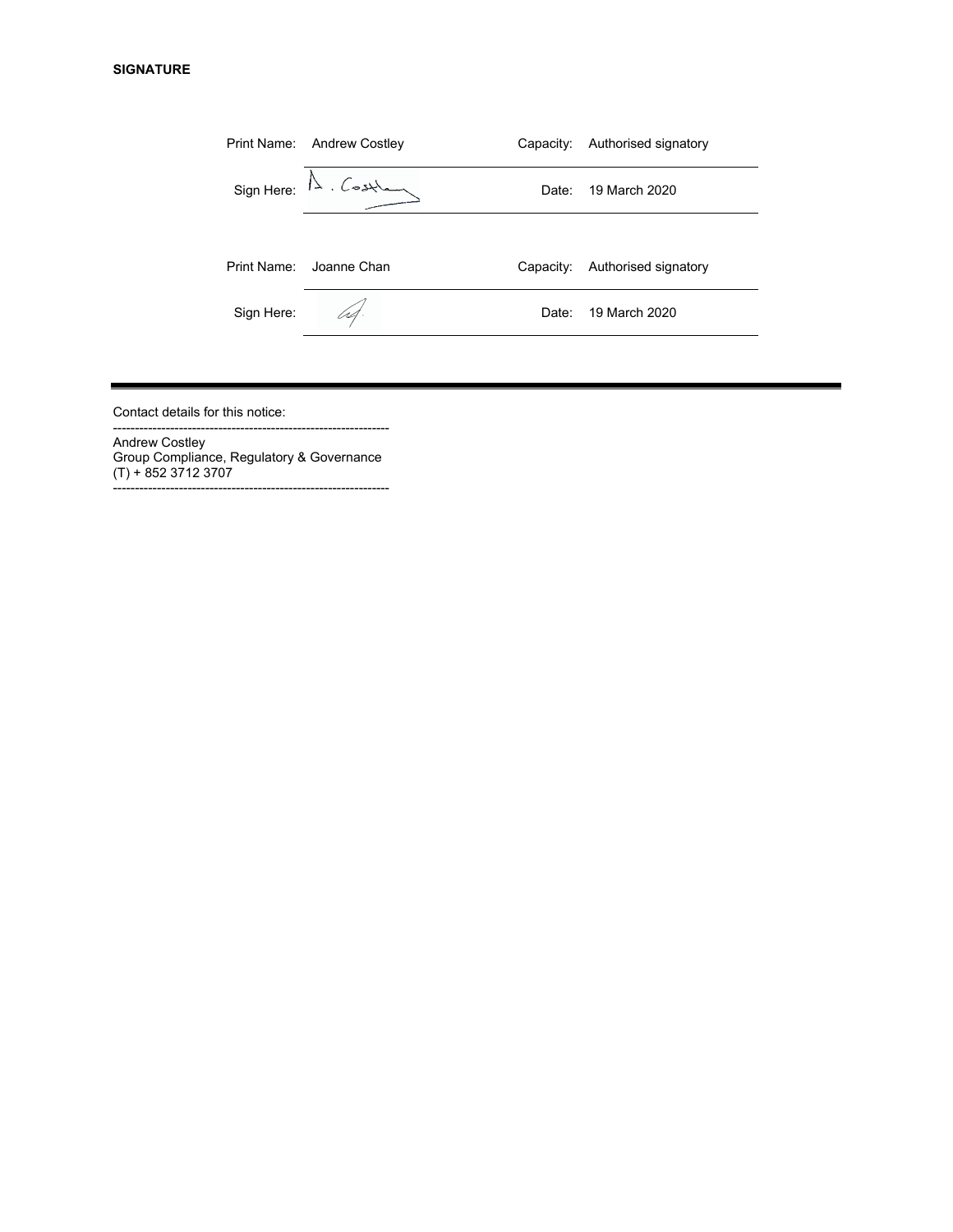**SIGNATURE**

| Print Name: | Andrew Costley | Capacity: | Authorised signatory |
|---|---|---|---|
| Sign Here: | A. Costley | Date: | 19 March 2020 |

| Print Name: | Joanne Chan | Capacity: | Authorised signatory |
|---|---|---|---|
| Sign Here: | | Date: | 19 March 2020 |

---

Contact details for this notice:

---------------------------------------------------------------
Andrew Costley
Group Compliance, Regulatory & Governance
(T) + 852 3712 3707
---------------------------------------------------------------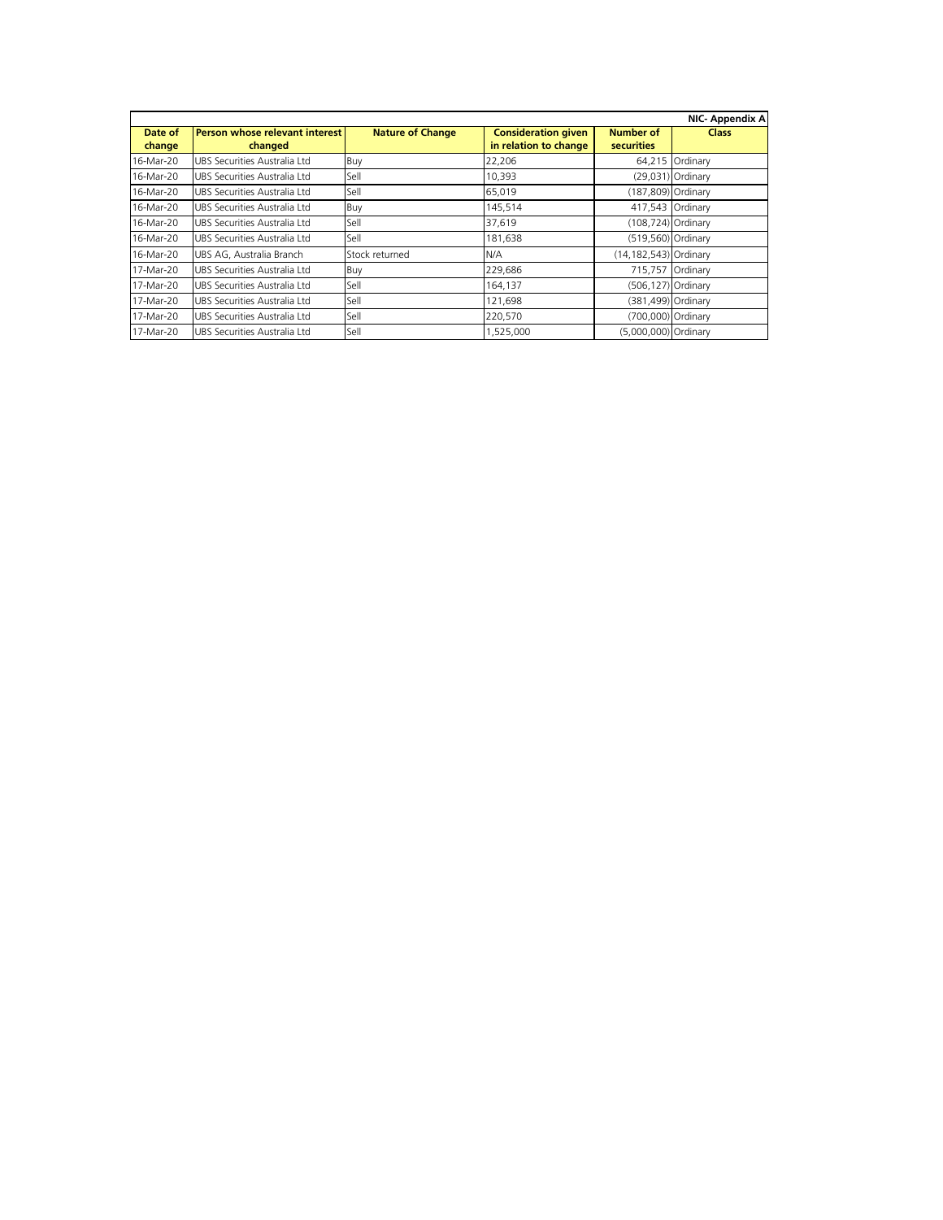**NIC- Appendix A**

| Date of change | Person whose relevant interest changed | Nature of Change | Consideration given in relation to change | Number of securities | Class |
|---|---|---|---|---|---|
| 16-Mar-20 | UBS Securities Australia Ltd | Buy | 22,206 | 64,215 | Ordinary |
| 16-Mar-20 | UBS Securities Australia Ltd | Sell | 10,393 | (29,031) | Ordinary |
| 16-Mar-20 | UBS Securities Australia Ltd | Sell | 65,019 | (187,809) | Ordinary |
| 16-Mar-20 | UBS Securities Australia Ltd | Buy | 145,514 | 417,543 | Ordinary |
| 16-Mar-20 | UBS Securities Australia Ltd | Sell | 37,619 | (108,724) | Ordinary |
| 16-Mar-20 | UBS Securities Australia Ltd | Sell | 181,638 | (519,560) | Ordinary |
| 16-Mar-20 | UBS AG, Australia Branch | Stock returned | N/A | (14,182,543) | Ordinary |
| 17-Mar-20 | UBS Securities Australia Ltd | Buy | 229,686 | 715,757 | Ordinary |
| 17-Mar-20 | UBS Securities Australia Ltd | Sell | 164,137 | (506,127) | Ordinary |
| 17-Mar-20 | UBS Securities Australia Ltd | Sell | 121,698 | (381,499) | Ordinary |
| 17-Mar-20 | UBS Securities Australia Ltd | Sell | 220,570 | (700,000) | Ordinary |
| 17-Mar-20 | UBS Securities Australia Ltd | Sell | 1,525,000 | (5,000,000) | Ordinary |